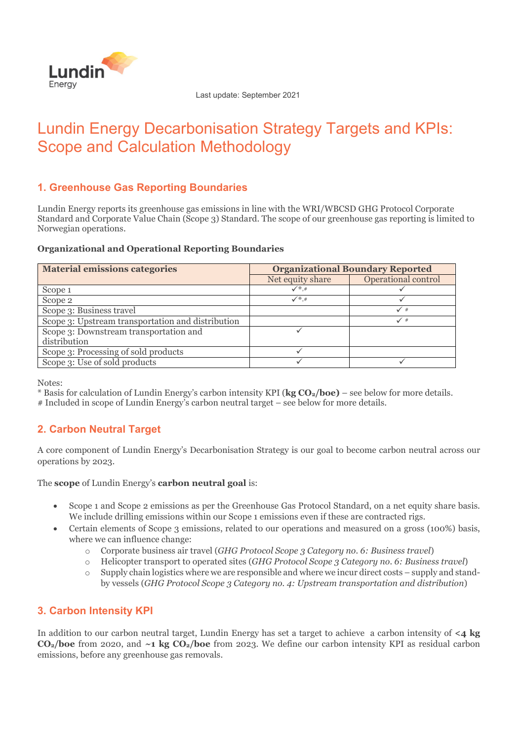Last update: September 2021

# Lundin Energy Decarbonisation Strategy Targets and KPIs: Scope and Calculation Methodology

## 1. Greenhouse Gas Reporting Boundaries

Lundin Energy reports its greenhouse gas emissions in line with the WRI/WBCSD GHG Protocol Corporate Standard and Corporate Value Chain (Scope 3) Standard. The scope of our greenhouse gas reporting is limited to Norwegian operations.

**Organizational and Operational Reporting Boundaries**

| Material emissions categories | Organizational Boundary Reported | |
|---|---|---|
| | Net equity share | Operational control |
| Scope 1 | ✓*,# | ✓ |
| Scope 2 | ✓*,# | ✓ |
| Scope 3: Business travel | | ✓ # |
| Scope 3: Upstream transportation and distribution | | ✓ # |
| Scope 3: Downstream transportation and distribution | ✓ | |
| Scope 3: Processing of sold products | ✓ | |
| Scope 3: Use of sold products | ✓ | ✓ |

Notes:
* Basis for calculation of Lundin Energy's carbon intensity KPI (**kg $CO_2$/boe)** – see below for more details.
# Included in scope of Lundin Energy's carbon neutral target – see below for more details.

## 2. Carbon Neutral Target

A core component of Lundin Energy's Decarbonisation Strategy is our goal to become carbon neutral across our operations by 2023.

The **scope** of Lundin Energy's **carbon neutral goal** is:

- Scope 1 and Scope 2 emissions as per the Greenhouse Gas Protocol Standard, on a net equity share basis. We include drilling emissions within our Scope 1 emissions even if these are contracted rigs.
- Certain elements of Scope 3 emissions, related to our operations and measured on a gross (100%) basis, where we can influence change:
  - Corporate business air travel (*GHG Protocol Scope 3 Category no. 6: Business travel*)
  - Helicopter transport to operated sites (*GHG Protocol Scope 3 Category no. 6: Business travel*)
  - Supply chain logistics where we are responsible and where we incur direct costs – supply and stand-by vessels (*GHG Protocol Scope 3 Category no. 4: Upstream transportation and distribution*)

## 3. Carbon Intensity KPI

In addition to our carbon neutral target, Lundin Energy has set a target to achieve a carbon intensity of **<4 kg $CO_2$/boe** from 2020, and **~1 kg $CO_2$/boe** from 2023. We define our carbon intensity KPI as residual carbon emissions, before any greenhouse gas removals.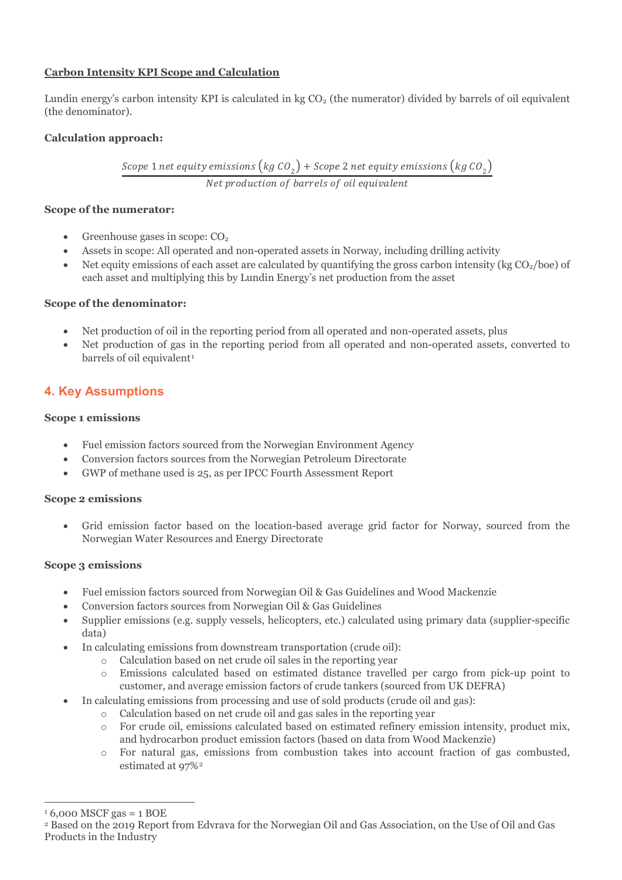**Carbon Intensity KPI Scope and Calculation**

Lundin energy's carbon intensity KPI is calculated in kg $CO_2$ (the numerator) divided by barrels of oil equivalent (the denominator).

**Calculation approach:**

$$\frac{Scope\ 1\ net\ equity\ emissions\ (kg\ CO_2) + Scope\ 2\ net\ equity\ emissions\ (kg\ CO_2)}{Net\ production\ of\ barrels\ of\ oil\ equivalent}$$

**Scope of the numerator:**

- Greenhouse gases in scope: $CO_2$
- Assets in scope: All operated and non-operated assets in Norway, including drilling activity
- Net equity emissions of each asset are calculated by quantifying the gross carbon intensity (kg $CO_2$/boe) of each asset and multiplying this by Lundin Energy's net production from the asset

**Scope of the denominator:**

- Net production of oil in the reporting period from all operated and non-operated assets, plus
- Net production of gas in the reporting period from all operated and non-operated assets, converted to barrels of oil equivalent[1]

## 4. Key Assumptions

**Scope 1 emissions**

- Fuel emission factors sourced from the Norwegian Environment Agency
- Conversion factors sources from the Norwegian Petroleum Directorate
- GWP of methane used is 25, as per IPCC Fourth Assessment Report

**Scope 2 emissions**

- Grid emission factor based on the location-based average grid factor for Norway, sourced from the Norwegian Water Resources and Energy Directorate

**Scope 3 emissions**

- Fuel emission factors sourced from Norwegian Oil & Gas Guidelines and Wood Mackenzie
- Conversion factors sources from Norwegian Oil & Gas Guidelines
- Supplier emissions (e.g. supply vessels, helicopters, etc.) calculated using primary data (supplier-specific data)
- In calculating emissions from downstream transportation (crude oil):
  - Calculation based on net crude oil sales in the reporting year
  - Emissions calculated based on estimated distance travelled per cargo from pick-up point to customer, and average emission factors of crude tankers (sourced from UK DEFRA)
- In calculating emissions from processing and use of sold products (crude oil and gas):
  - Calculation based on net crude oil and gas sales in the reporting year
  - For crude oil, emissions calculated based on estimated refinery emission intensity, product mix, and hydrocarbon product emission factors (based on data from Wood Mackenzie)
  - For natural gas, emissions from combustion takes into account fraction of gas combusted, estimated at 97%[2]

---

[1] 6,000 MSCF gas = 1 BOE

[2] Based on the 2019 Report from Edvrava for the Norwegian Oil and Gas Association, on the Use of Oil and Gas Products in the Industry